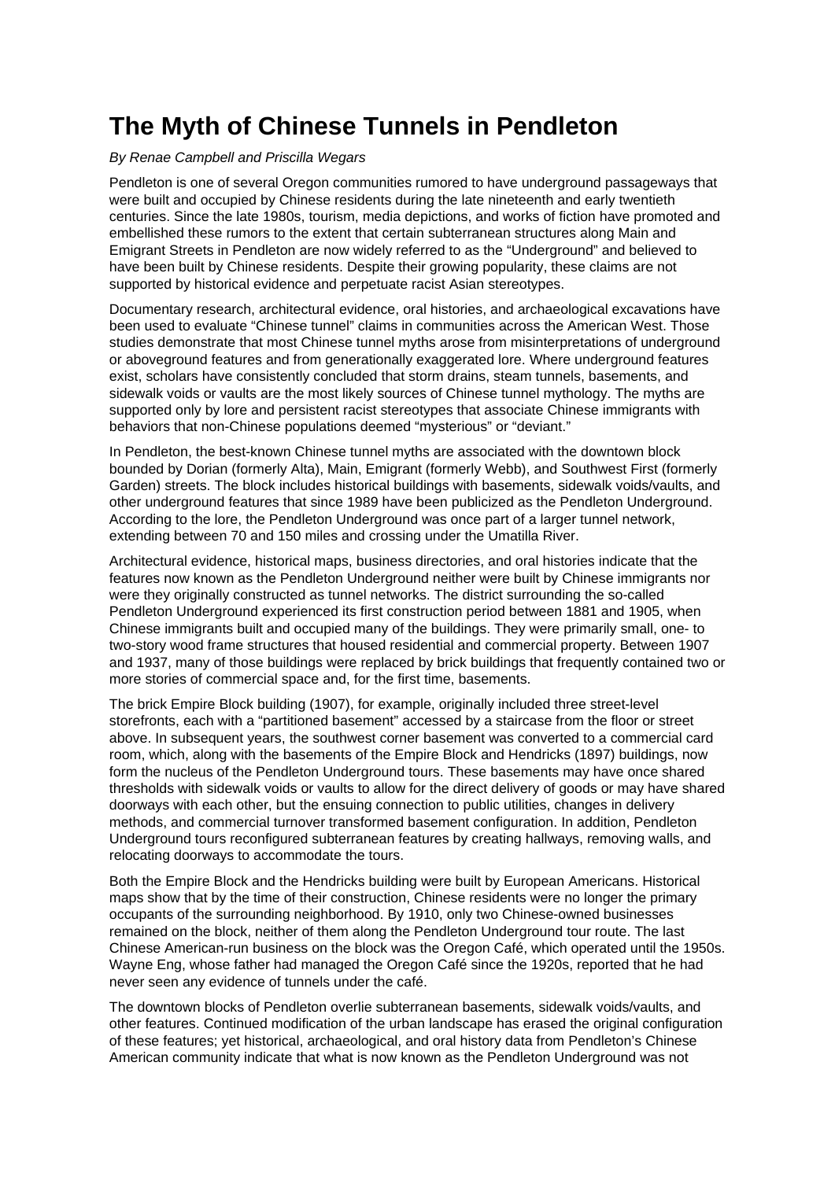# The Myth of Chinese Tunnels in Pendleton

*By Renae Campbell and Priscilla Wegars*

Pendleton is one of several Oregon communities rumored to have underground passageways that were built and occupied by Chinese residents during the late nineteenth and early twentieth centuries. Since the late 1980s, tourism, media depictions, and works of fiction have promoted and embellished these rumors to the extent that certain subterranean structures along Main and Emigrant Streets in Pendleton are now widely referred to as the "Underground" and believed to have been built by Chinese residents. Despite their growing popularity, these claims are not supported by historical evidence and perpetuate racist Asian stereotypes.

Documentary research, architectural evidence, oral histories, and archaeological excavations have been used to evaluate "Chinese tunnel" claims in communities across the American West. Those studies demonstrate that most Chinese tunnel myths arose from misinterpretations of underground or aboveground features and from generationally exaggerated lore. Where underground features exist, scholars have consistently concluded that storm drains, steam tunnels, basements, and sidewalk voids or vaults are the most likely sources of Chinese tunnel mythology. The myths are supported only by lore and persistent racist stereotypes that associate Chinese immigrants with behaviors that non-Chinese populations deemed "mysterious" or "deviant."

In Pendleton, the best-known Chinese tunnel myths are associated with the downtown block bounded by Dorian (formerly Alta), Main, Emigrant (formerly Webb), and Southwest First (formerly Garden) streets. The block includes historical buildings with basements, sidewalk voids/vaults, and other underground features that since 1989 have been publicized as the Pendleton Underground. According to the lore, the Pendleton Underground was once part of a larger tunnel network, extending between 70 and 150 miles and crossing under the Umatilla River.

Architectural evidence, historical maps, business directories, and oral histories indicate that the features now known as the Pendleton Underground neither were built by Chinese immigrants nor were they originally constructed as tunnel networks. The district surrounding the so-called Pendleton Underground experienced its first construction period between 1881 and 1905, when Chinese immigrants built and occupied many of the buildings. They were primarily small, one- to two-story wood frame structures that housed residential and commercial property. Between 1907 and 1937, many of those buildings were replaced by brick buildings that frequently contained two or more stories of commercial space and, for the first time, basements.

The brick Empire Block building (1907), for example, originally included three street-level storefronts, each with a "partitioned basement" accessed by a staircase from the floor or street above. In subsequent years, the southwest corner basement was converted to a commercial card room, which, along with the basements of the Empire Block and Hendricks (1897) buildings, now form the nucleus of the Pendleton Underground tours. These basements may have once shared thresholds with sidewalk voids or vaults to allow for the direct delivery of goods or may have shared doorways with each other, but the ensuing connection to public utilities, changes in delivery methods, and commercial turnover transformed basement configuration. In addition, Pendleton Underground tours reconfigured subterranean features by creating hallways, removing walls, and relocating doorways to accommodate the tours.

Both the Empire Block and the Hendricks building were built by European Americans. Historical maps show that by the time of their construction, Chinese residents were no longer the primary occupants of the surrounding neighborhood. By 1910, only two Chinese-owned businesses remained on the block, neither of them along the Pendleton Underground tour route. The last Chinese American-run business on the block was the Oregon Café, which operated until the 1950s. Wayne Eng, whose father had managed the Oregon Café since the 1920s, reported that he had never seen any evidence of tunnels under the café.

The downtown blocks of Pendleton overlie subterranean basements, sidewalk voids/vaults, and other features. Continued modification of the urban landscape has erased the original configuration of these features; yet historical, archaeological, and oral history data from Pendleton's Chinese American community indicate that what is now known as the Pendleton Underground was not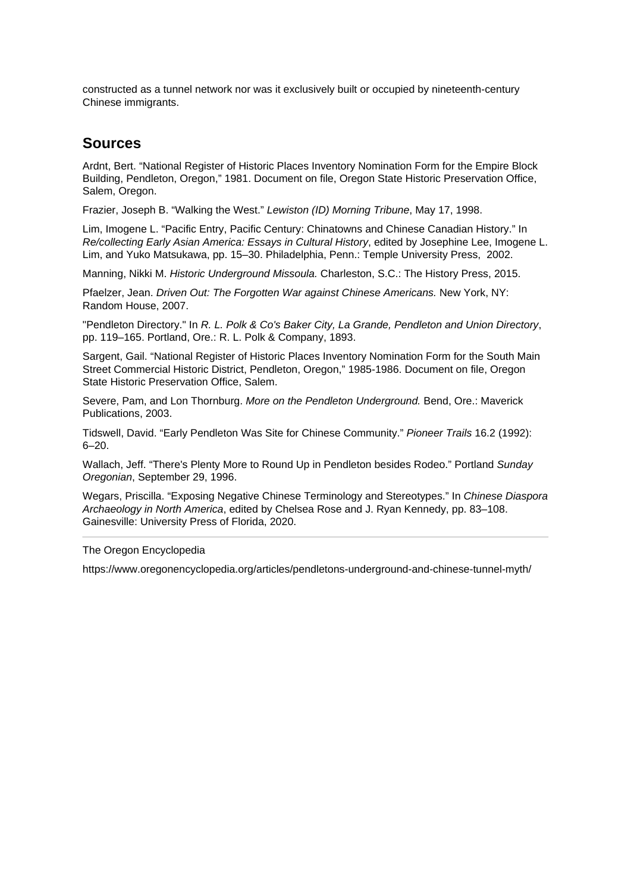constructed as a tunnel network nor was it exclusively built or occupied by nineteenth-century Chinese immigrants.

## Sources

Ardnt, Bert. “National Register of Historic Places Inventory Nomination Form for the Empire Block Building, Pendleton, Oregon,” 1981. Document on file, Oregon State Historic Preservation Office, Salem, Oregon.

Frazier, Joseph B. “Walking the West.” *Lewiston (ID) Morning Tribune*, May 17, 1998.

Lim, Imogene L. “Pacific Entry, Pacific Century: Chinatowns and Chinese Canadian History.” In *Re/collecting Early Asian America: Essays in Cultural History*, edited by Josephine Lee, Imogene L. Lim, and Yuko Matsukawa, pp. 15–30. Philadelphia, Penn.: Temple University Press, 2002.

Manning, Nikki M. *Historic Underground Missoula.* Charleston, S.C.: The History Press, 2015.

Pfaelzer, Jean. *Driven Out: The Forgotten War against Chinese Americans.* New York, NY: Random House, 2007.

"Pendleton Directory." In *R. L. Polk & Co's Baker City, La Grande, Pendleton and Union Directory*, pp. 119–165. Portland, Ore.: R. L. Polk & Company, 1893.

Sargent, Gail. “National Register of Historic Places Inventory Nomination Form for the South Main Street Commercial Historic District, Pendleton, Oregon,” 1985-1986. Document on file, Oregon State Historic Preservation Office, Salem.

Severe, Pam, and Lon Thornburg. *More on the Pendleton Underground.* Bend, Ore.: Maverick Publications, 2003.

Tidswell, David. “Early Pendleton Was Site for Chinese Community.” *Pioneer Trails* 16.2 (1992): 6–20.

Wallach, Jeff. “There's Plenty More to Round Up in Pendleton besides Rodeo.” Portland *Sunday Oregonian*, September 29, 1996.

Wegars, Priscilla. “Exposing Negative Chinese Terminology and Stereotypes.” In *Chinese Diaspora Archaeology in North America*, edited by Chelsea Rose and J. Ryan Kennedy, pp. 83–108. Gainesville: University Press of Florida, 2020.

The Oregon Encyclopedia

https://www.oregonencyclopedia.org/articles/pendletons-underground-and-chinese-tunnel-myth/